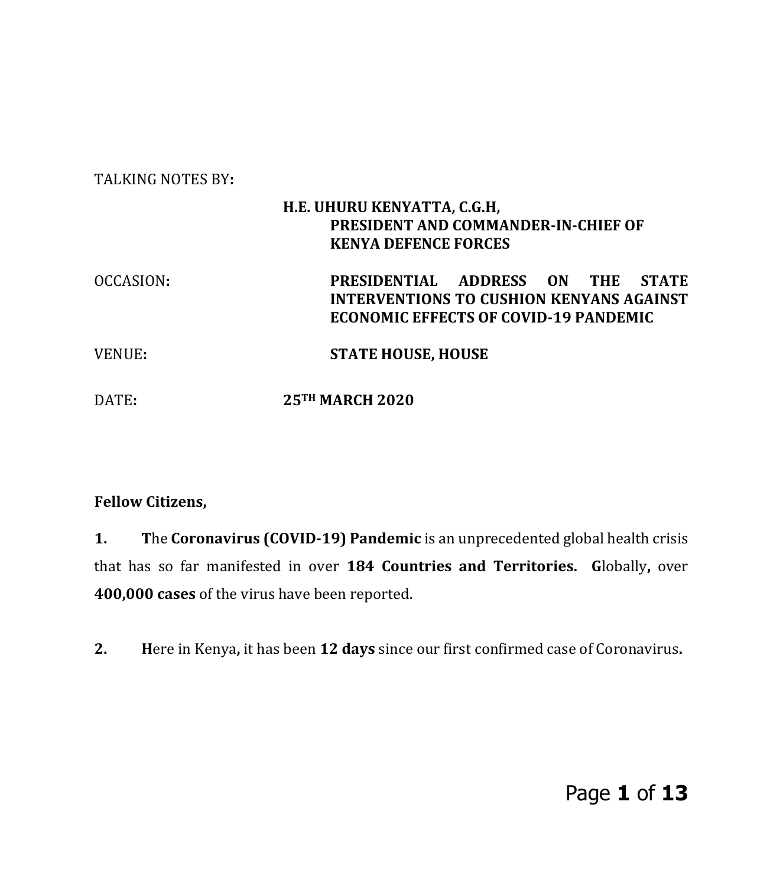TALKING NOTES BY**:**

**H.E. UHURU KENYATTA, C.G.H,**
**PRESIDENT AND COMMANDER-IN-CHIEF OF KENYA DEFENCE FORCES**

OCCASION**:** **PRESIDENTIAL ADDRESS ON THE STATE INTERVENTIONS TO CUSHION KENYANS AGAINST ECONOMIC EFFECTS OF COVID-19 PANDEMIC**

VENUE**:** **STATE HOUSE, HOUSE**

DATE**:** **25TH MARCH 2020**

**Fellow Citizens,**

**1.** **T**he **Coronavirus (COVID-19) Pandemic** is an unprecedented global health crisis that has so far manifested in over **184 Countries and Territories.** **G**lobally**,** over **400,000 cases** of the virus have been reported.

**2.** **H**ere in Kenya**,** it has been **12 days** since our first confirmed case of Coronavirus**.**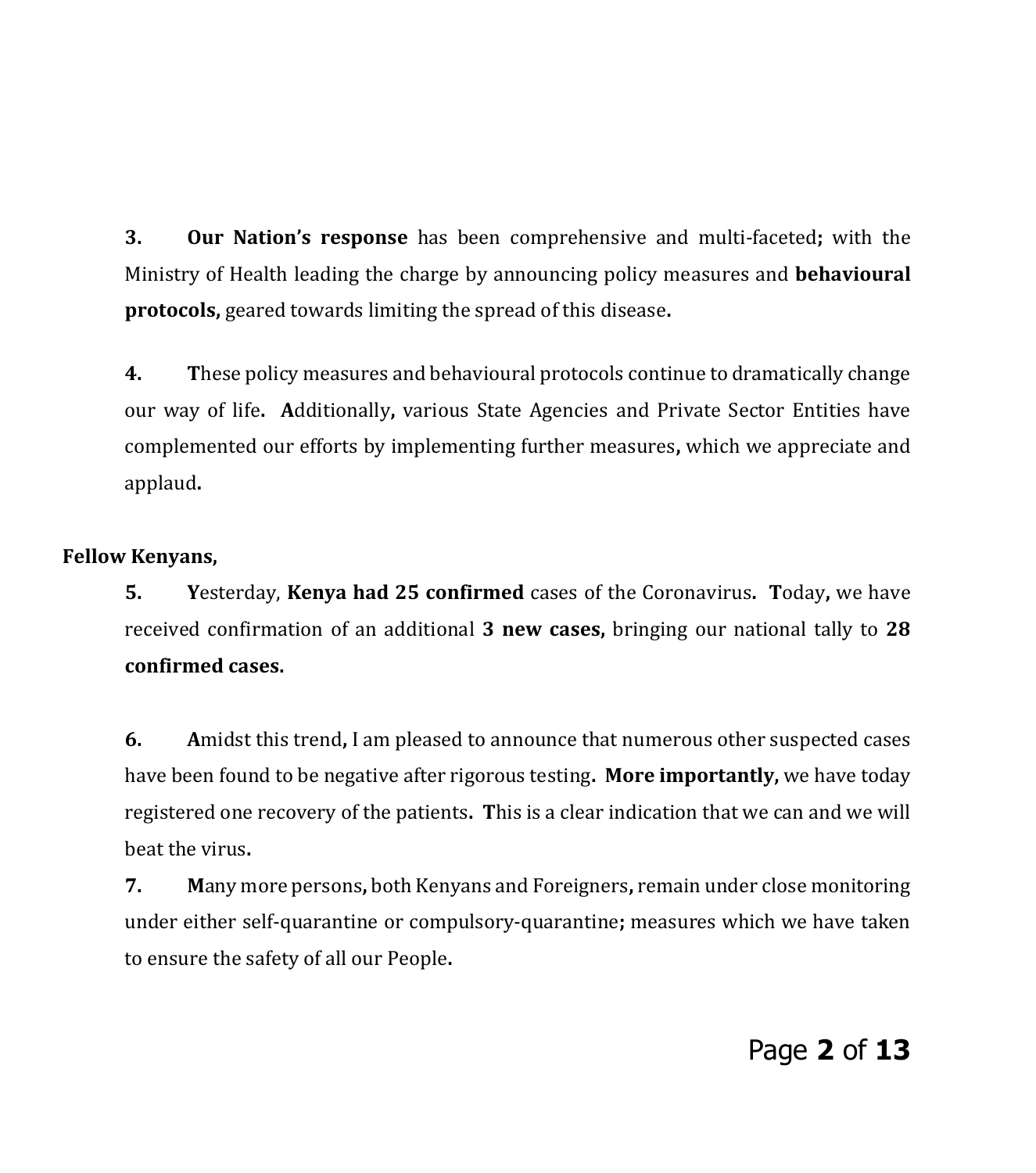3. **Our Nation's response** has been comprehensive and multi-faceted**;** with the Ministry of Health leading the charge by announcing policy measures and **behavioural protocols,** geared towards limiting the spread of this disease**.**

4. **T**hese policy measures and behavioural protocols continue to dramatically change our way of life**. A**dditionally**,** various State Agencies and Private Sector Entities have complemented our efforts by implementing further measures**,** which we appreciate and applaud**.**

**Fellow Kenyans,**

5. **Y**esterday, **Kenya had 25 confirmed** cases of the Coronavirus**. T**oday**,** we have received confirmation of an additional **3 new cases,** bringing our national tally to **28 confirmed cases.**

6. **A**midst this trend**,** I am pleased to announce that numerous other suspected cases have been found to be negative after rigorous testing**. More importantly,** we have today registered one recovery of the patients**. T**his is a clear indication that we can and we will beat the virus**.**

7. **M**any more persons**,** both Kenyans and Foreigners**,** remain under close monitoring under either self-quarantine or compulsory-quarantine**;** measures which we have taken to ensure the safety of all our People**.**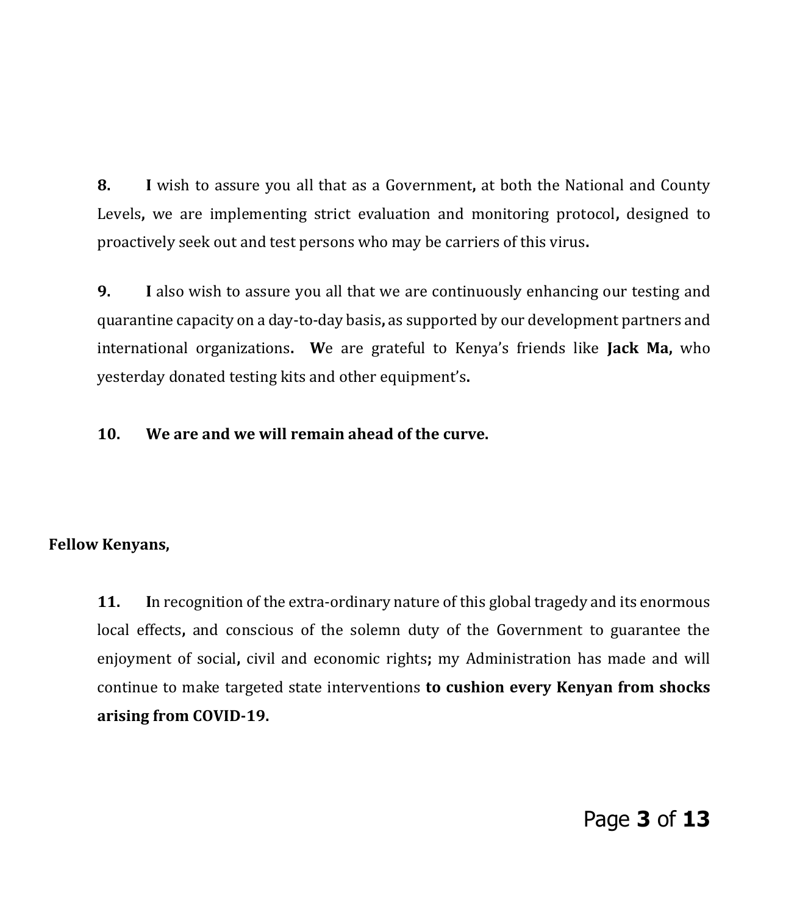**8.** **I** wish to assure you all that as a Government, at both the National and County Levels, we are implementing strict evaluation and monitoring protocol, designed to proactively seek out and test persons who may be carriers of this virus.

**9.** **I** also wish to assure you all that we are continuously enhancing our testing and quarantine capacity on a day-to-day basis, as supported by our development partners and international organizations. **W**e are grateful to Kenya's friends like **Jack Ma**, who yesterday donated testing kits and other equipment's.

**10.** **We are and we will remain ahead of the curve.**

**Fellow Kenyans,**

**11.** **I**n recognition of the extra-ordinary nature of this global tragedy and its enormous local effects, and conscious of the solemn duty of the Government to guarantee the enjoyment of social, civil and economic rights; my Administration has made and will continue to make targeted state interventions **to cushion every Kenyan from shocks arising from COVID-19.**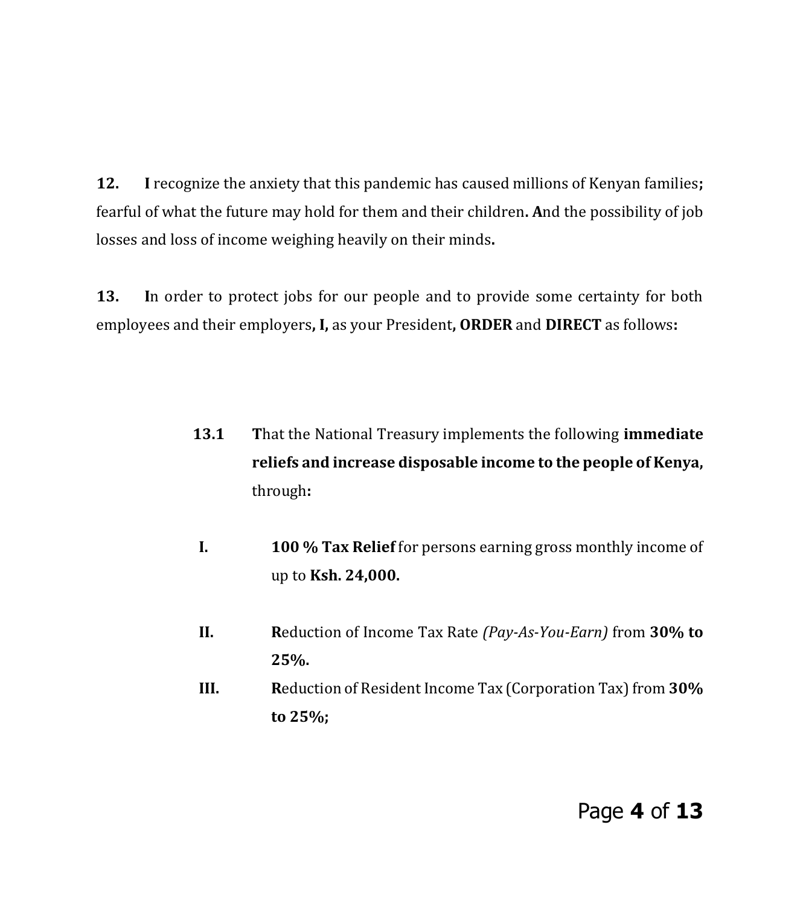**12.** **I** recognize the anxiety that this pandemic has caused millions of Kenyan families**;** fearful of what the future may hold for them and their children**. A**nd the possibility of job losses and loss of income weighing heavily on their minds**.**

**13.** **I**n order to protect jobs for our people and to provide some certainty for both employees and their employers**, I,** as your President**, ORDER** and **DIRECT** as follows**:**

**13.1** **T**hat the National Treasury implements the following **immediate reliefs and increase disposable income to the people of Kenya,** through**:**

**I.** **100 % Tax Relief** for persons earning gross monthly income of up to **Ksh. 24,000.**

**II.** **R**eduction of Income Tax Rate *(Pay-As-You-Earn)* from **30% to 25%.**

**III.** **R**eduction of Resident Income Tax (Corporation Tax) from **30% to 25%;**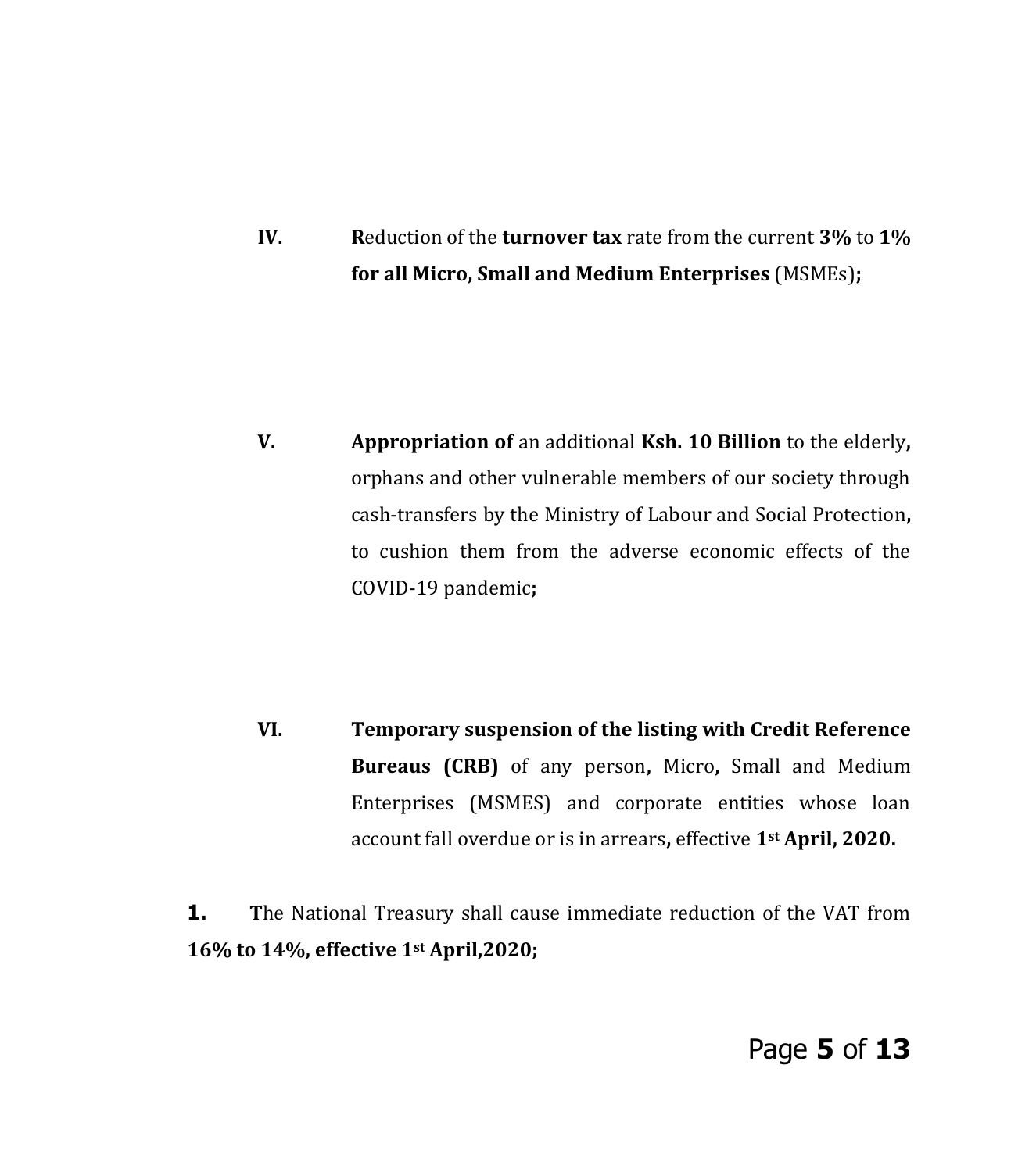IV. **R**eduction of the **turnover tax** rate from the current **3%** to **1% for all Micro, Small and Medium Enterprises** (MSMEs)**;**

V. **Appropriation of** an additional **Ksh. 10 Billion** to the elderly**,** orphans and other vulnerable members of our society through cash-transfers by the Ministry of Labour and Social Protection**,** to cushion them from the adverse economic effects of the COVID-19 pandemic**;**

VI. **Temporary suspension of the listing with Credit Reference Bureaus (CRB)** of any person**,** Micro**,** Small and Medium Enterprises (MSMES) and corporate entities whose loan account fall overdue or is in arrears**,** effective **1st April, 2020.**

**1.** **T**he National Treasury shall cause immediate reduction of the VAT from **16% to 14%, effective 1st April,2020;**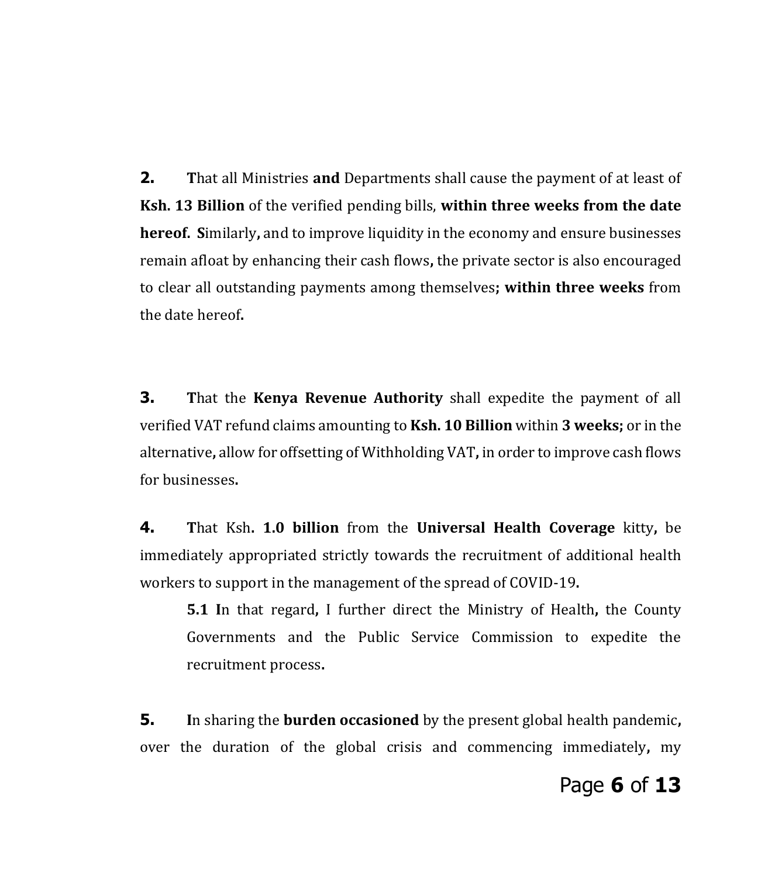**2.** **T**hat all Ministries **and** Departments shall cause the payment of at least of **Ksh. 13 Billion** of the verified pending bills, **within three weeks from the date hereof.** **S**imilarly**,** and to improve liquidity in the economy and ensure businesses remain afloat by enhancing their cash flows**,** the private sector is also encouraged to clear all outstanding payments among themselves**; within three weeks** from the date hereof**.**

**3.** **T**hat the **Kenya Revenue Authority** shall expedite the payment of all verified VAT refund claims amounting to **Ksh. 10 Billion** within **3 weeks;** or in the alternative**,** allow for offsetting of Withholding VAT**,** in order to improve cash flows for businesses**.**

**4.** **T**hat Ksh**. 1.0 billion** from the **Universal Health Coverage** kitty**,** be immediately appropriated strictly towards the recruitment of additional health workers to support in the management of the spread of COVID-19**.**

> **5.1** **I**n that regard**,** I further direct the Ministry of Health**,** the County Governments and the Public Service Commission to expedite the recruitment process**.**

**5.** **I**n sharing the **burden occasioned** by the present global health pandemic**,** over the duration of the global crisis and commencing immediately**,** my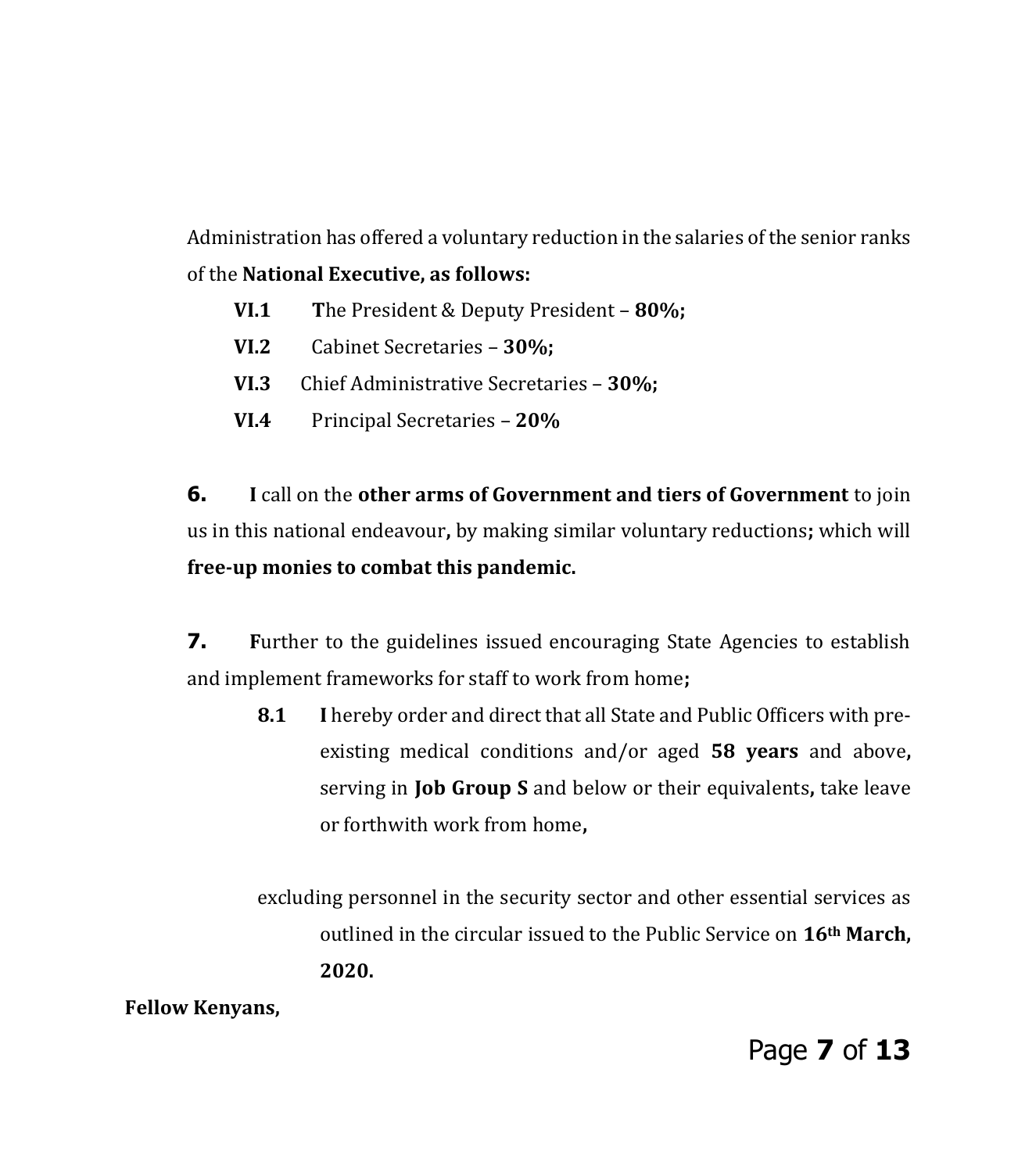Administration has offered a voluntary reduction in the salaries of the senior ranks of the **National Executive, as follows:**

- **VI.1** **T**he President & Deputy President – **80%;**
- **VI.2** Cabinet Secretaries – **30%;**
- **VI.3** Chief Administrative Secretaries – **30%;**
- **VI.4** Principal Secretaries – **20%**

**6.** **I** call on the **other arms of Government and tiers of Government** to join us in this national endeavour**,** by making similar voluntary reductions**;** which will **free-up monies to combat this pandemic.**

**7.** **F**urther to the guidelines issued encouraging State Agencies to establish and implement frameworks for staff to work from home**;**

> **8.1** **I** hereby order and direct that all State and Public Officers with pre-existing medical conditions and/or aged **58 years** and above**,** serving in **Job Group S** and below or their equivalents**,** take leave or forthwith work from home**,**

excluding personnel in the security sector and other essential services as outlined in the circular issued to the Public Service on **16th March, 2020.**

**Fellow Kenyans,**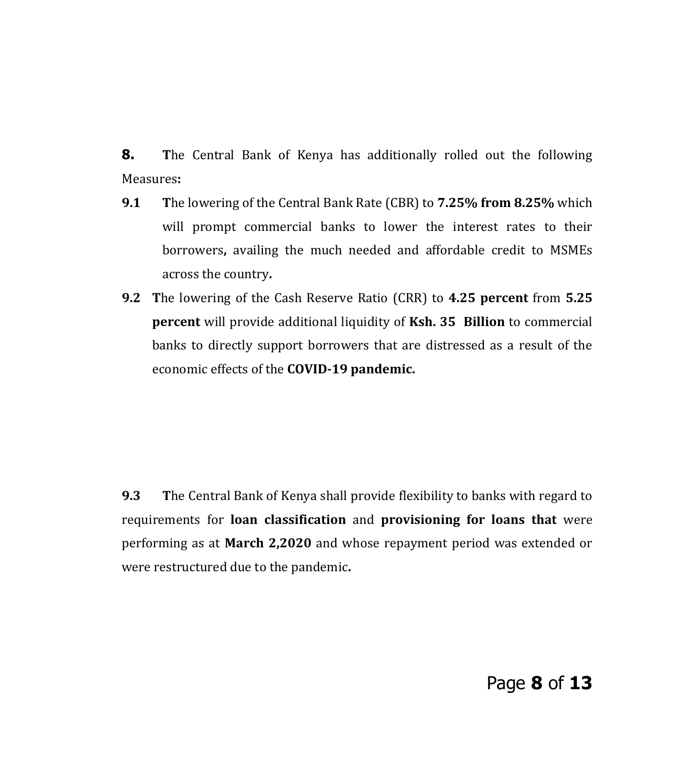**8.** The Central Bank of Kenya has additionally rolled out the following Measures**:**

**9.1** The lowering of the Central Bank Rate (CBR) to **7.25% from 8.25%** which will prompt commercial banks to lower the interest rates to their borrowers**,** availing the much needed and affordable credit to MSMEs across the country**.**

**9.2** The lowering of the Cash Reserve Ratio (CRR) to **4.25 percent** from **5.25 percent** will provide additional liquidity of **Ksh. 35 Billion** to commercial banks to directly support borrowers that are distressed as a result of the economic effects of the **COVID-19 pandemic.**

**9.3** The Central Bank of Kenya shall provide flexibility to banks with regard to requirements for **loan classification** and **provisioning for loans that** were performing as at **March 2,2020** and whose repayment period was extended or were restructured due to the pandemic**.**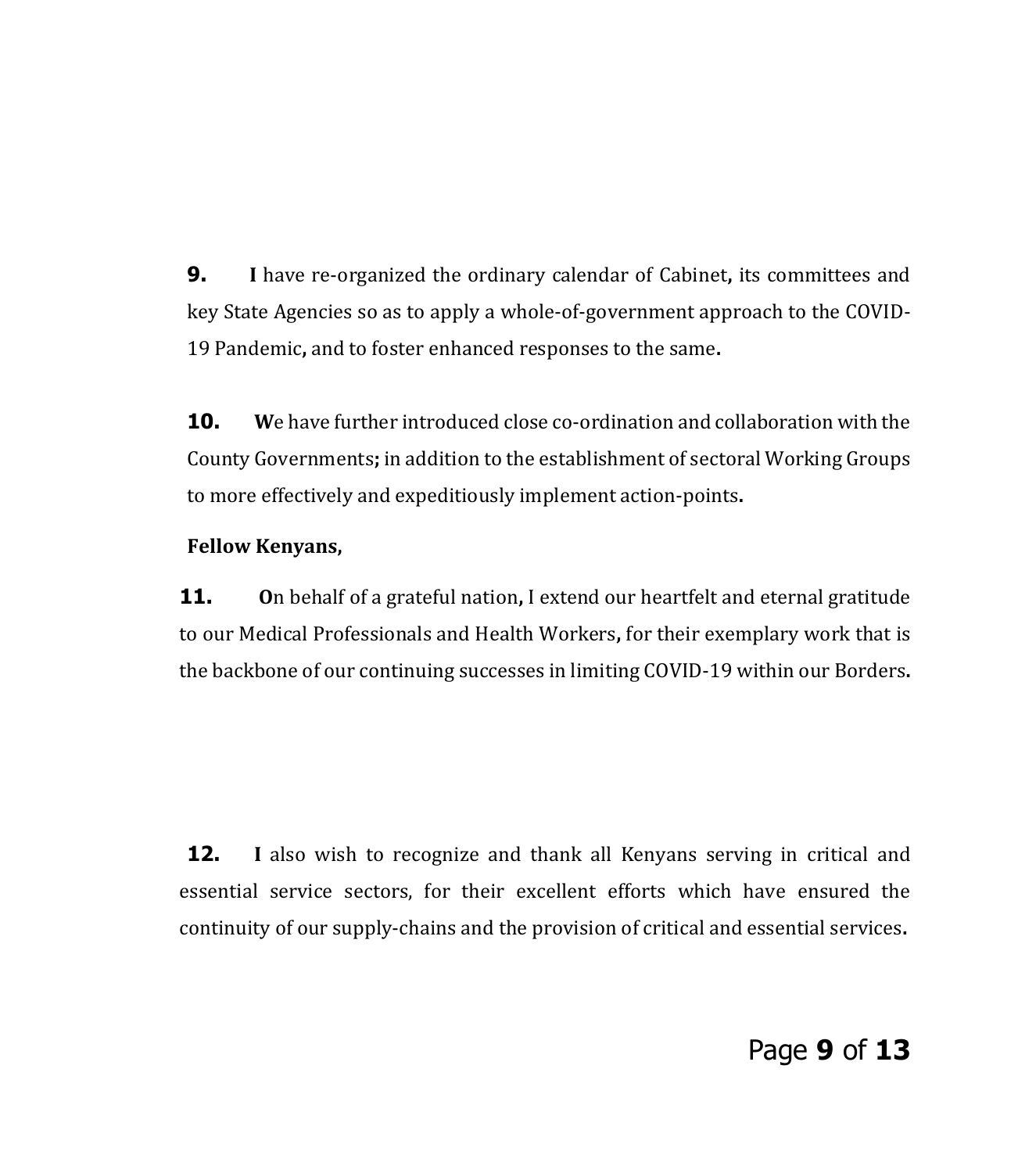**9.** **I** have re-organized the ordinary calendar of Cabinet, its committees and key State Agencies so as to apply a whole-of-government approach to the COVID-19 Pandemic, and to foster enhanced responses to the same.

**10.** **W**e have further introduced close co-ordination and collaboration with the County Governments; in addition to the establishment of sectoral Working Groups to more effectively and expeditiously implement action-points.

**Fellow Kenyans,**

**11.** **O**n behalf of a grateful nation, I extend our heartfelt and eternal gratitude to our Medical Professionals and Health Workers, for their exemplary work that is the backbone of our continuing successes in limiting COVID-19 within our Borders.

**12.** **I** also wish to recognize and thank all Kenyans serving in critical and essential service sectors, for their excellent efforts which have ensured the continuity of our supply-chains and the provision of critical and essential services.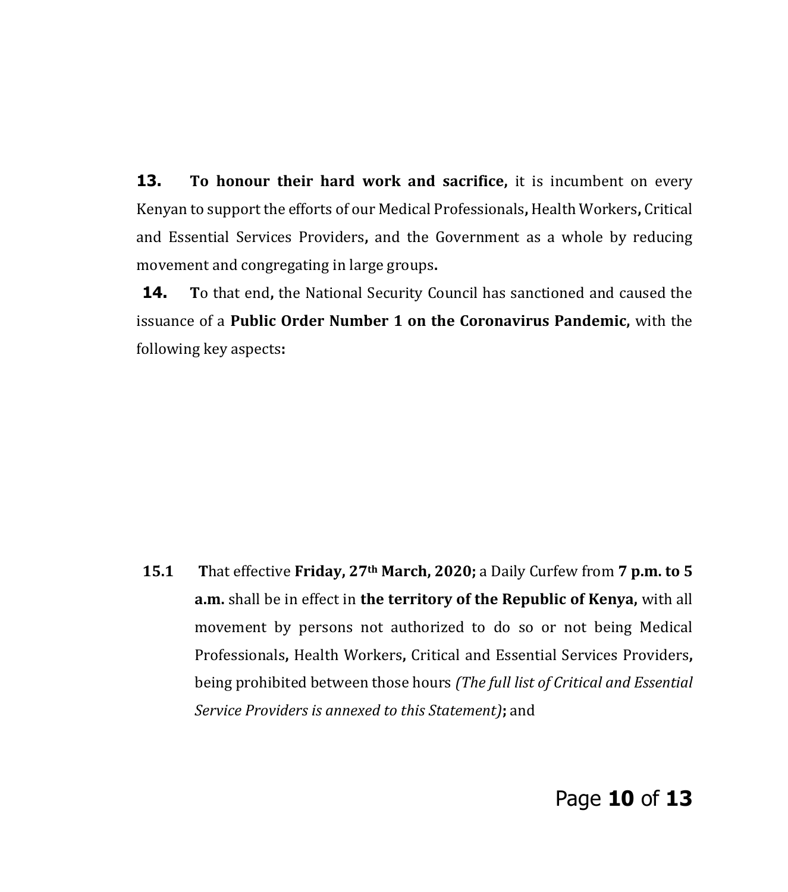**13.** **To honour their hard work and sacrifice,** it is incumbent on every Kenyan to support the efforts of our Medical Professionals**,** Health Workers**,** Critical and Essential Services Providers**,** and the Government as a whole by reducing movement and congregating in large groups**.**

**14.** **T**o that end**,** the National Security Council has sanctioned and caused the issuance of a **Public Order Number 1 on the Coronavirus Pandemic,** with the following key aspects**:**

**15.1** **T**hat effective **Friday, 27th March, 2020;** a Daily Curfew from **7 p.m. to 5 a.m.** shall be in effect in **the territory of the Republic of Kenya,** with all movement by persons not authorized to do so or not being Medical Professionals**,** Health Workers**,** Critical and Essential Services Providers**,** being prohibited between those hours *(The full list of Critical and Essential Service Providers is annexed to this Statement)***;** and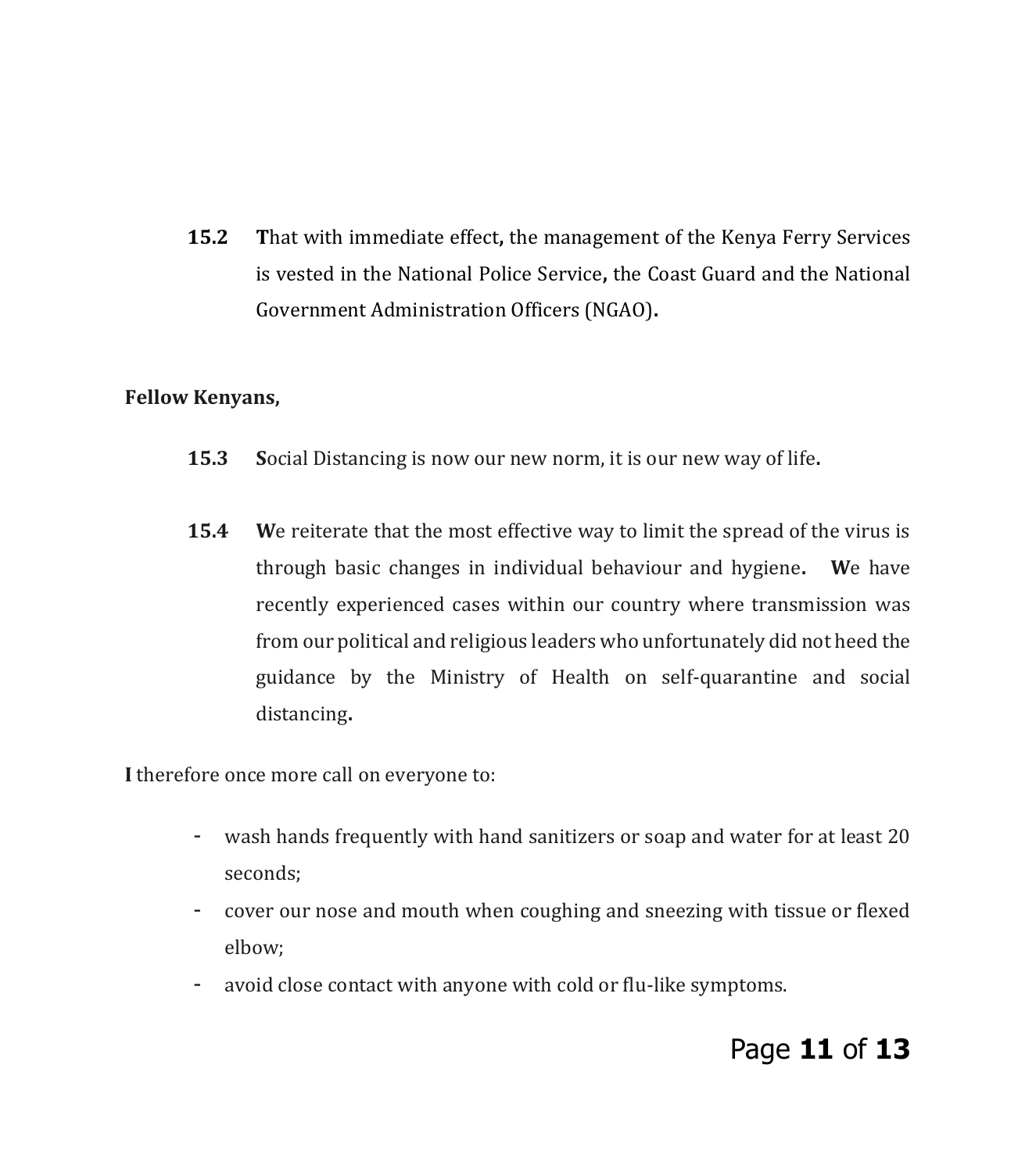**15.2** **T**hat with immediate effect**,** the management of the Kenya Ferry Services is vested in the National Police Service**,** the Coast Guard and the National Government Administration Officers (NGAO)**.**

**Fellow Kenyans,**

**15.3** **S**ocial Distancing is now our new norm, it is our new way of life**.**

**15.4** **W**e reiterate that the most effective way to limit the spread of the virus is through basic changes in individual behaviour and hygiene**.** **W**e have recently experienced cases within our country where transmission was from our political and religious leaders who unfortunately did not heed the guidance by the Ministry of Health on self-quarantine and social distancing**.**

**I** therefore once more call on everyone to:

- wash hands frequently with hand sanitizers or soap and water for at least 20 seconds;
- cover our nose and mouth when coughing and sneezing with tissue or flexed elbow;
- avoid close contact with anyone with cold or flu-like symptoms.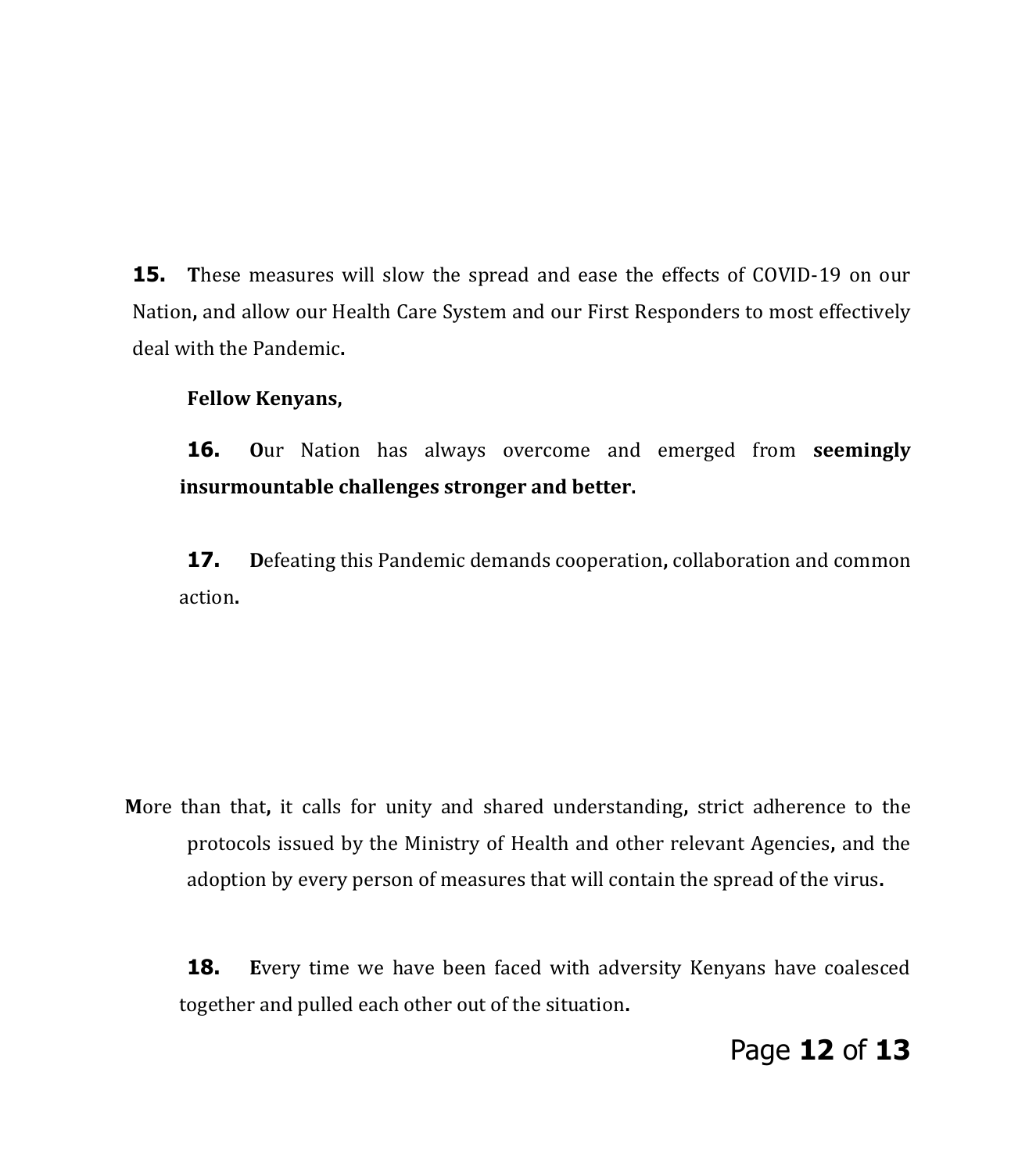**15.** These measures will slow the spread and ease the effects of COVID-19 on our Nation, and allow our Health Care System and our First Responders to most effectively deal with the Pandemic.

**Fellow Kenyans,**

**16.** Our Nation has always overcome and emerged from **seemingly insurmountable challenges stronger and better.**

**17.** Defeating this Pandemic demands cooperation, collaboration and common action.

More than that, it calls for unity and shared understanding, strict adherence to the protocols issued by the Ministry of Health and other relevant Agencies, and the adoption by every person of measures that will contain the spread of the virus.

**18.** Every time we have been faced with adversity Kenyans have coalesced together and pulled each other out of the situation.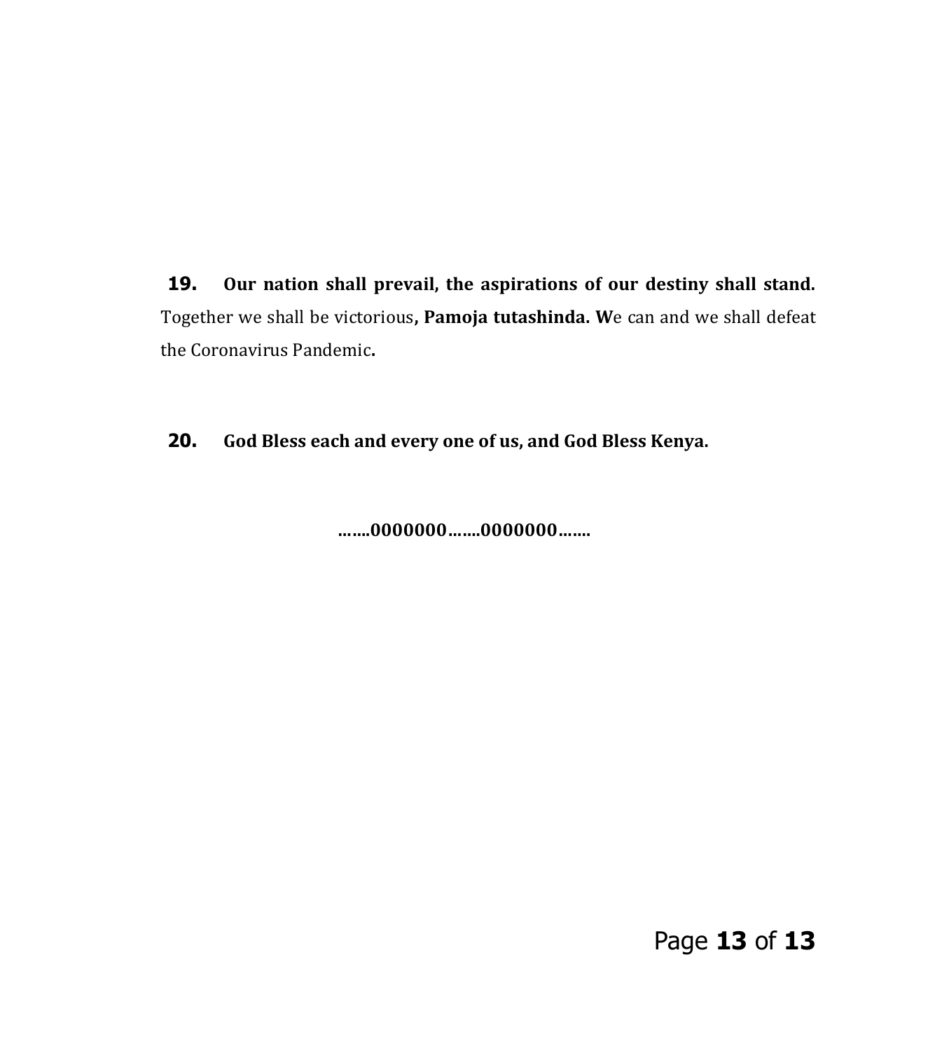**19.** **Our nation shall prevail, the aspirations of our destiny shall stand.** Together we shall be victorious**, Pamoja tutashinda. W**e can and we shall defeat the Coronavirus Pandemic**.**

**20.** **God Bless each and every one of us, and God Bless Kenya.**

**…….0000000…….0000000…….**